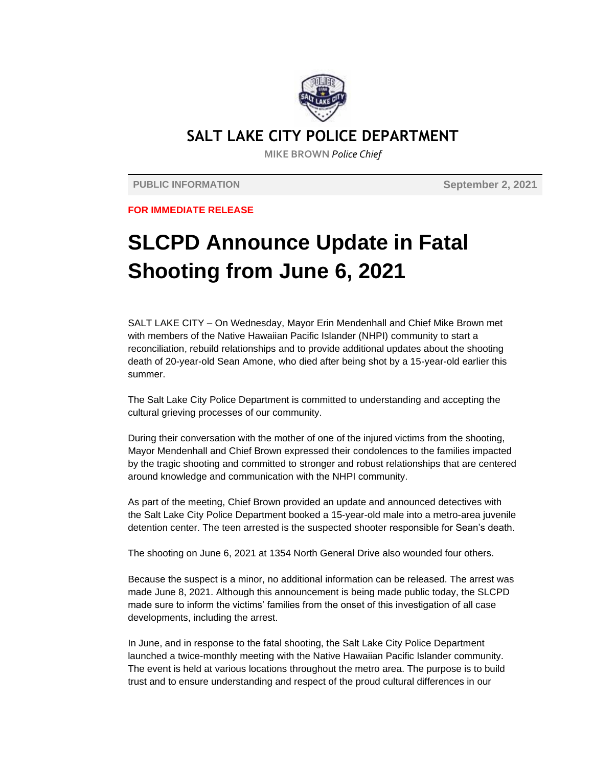## SALT LAKE CITY POLICE DEPARTMENT

MIKE BROWN *Police Chief*

**PUBLIC INFORMATION** **September 2, 2021**

**FOR IMMEDIATE RELEASE**

# SLCPD Announce Update in Fatal Shooting from June 6, 2021

SALT LAKE CITY – On Wednesday, Mayor Erin Mendenhall and Chief Mike Brown met with members of the Native Hawaiian Pacific Islander (NHPI) community to start a reconciliation, rebuild relationships and to provide additional updates about the shooting death of 20-year-old Sean Amone, who died after being shot by a 15-year-old earlier this summer.

The Salt Lake City Police Department is committed to understanding and accepting the cultural grieving processes of our community.

During their conversation with the mother of one of the injured victims from the shooting, Mayor Mendenhall and Chief Brown expressed their condolences to the families impacted by the tragic shooting and committed to stronger and robust relationships that are centered around knowledge and communication with the NHPI community.

As part of the meeting, Chief Brown provided an update and announced detectives with the Salt Lake City Police Department booked a 15-year-old male into a metro-area juvenile detention center. The teen arrested is the suspected shooter responsible for Sean's death.

The shooting on June 6, 2021 at 1354 North General Drive also wounded four others.

Because the suspect is a minor, no additional information can be released. The arrest was made June 8, 2021. Although this announcement is being made public today, the SLCPD made sure to inform the victims' families from the onset of this investigation of all case developments, including the arrest.

In June, and in response to the fatal shooting, the Salt Lake City Police Department launched a twice-monthly meeting with the Native Hawaiian Pacific Islander community. The event is held at various locations throughout the metro area. The purpose is to build trust and to ensure understanding and respect of the proud cultural differences in our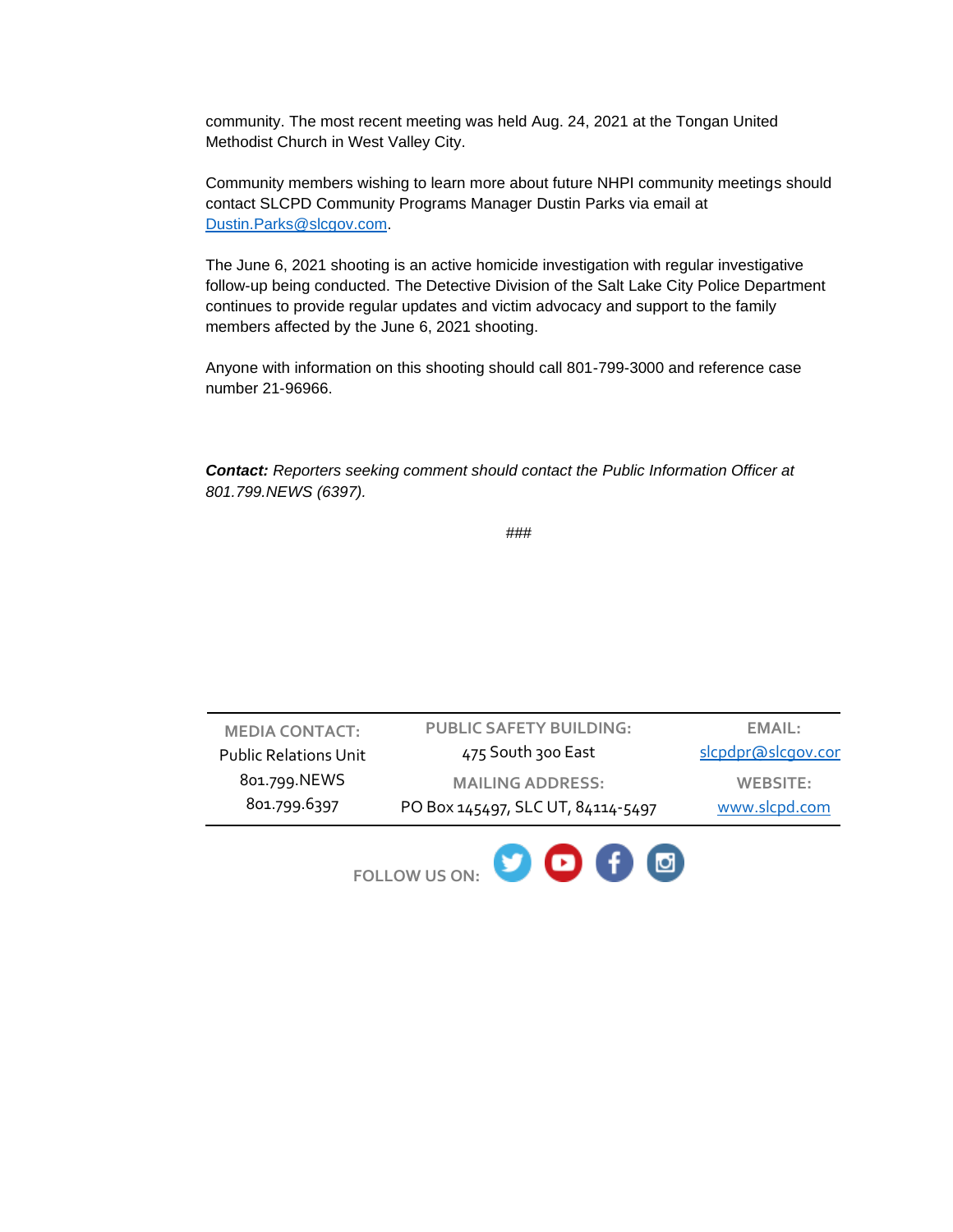community. The most recent meeting was held Aug. 24, 2021 at the Tongan United Methodist Church in West Valley City.

Community members wishing to learn more about future NHPI community meetings should contact SLCPD Community Programs Manager Dustin Parks via email at Dustin.Parks@slcgov.com.

The June 6, 2021 shooting is an active homicide investigation with regular investigative follow-up being conducted. The Detective Division of the Salt Lake City Police Department continues to provide regular updates and victim advocacy and support to the family members affected by the June 6, 2021 shooting.

Anyone with information on this shooting should call 801-799-3000 and reference case number 21-96966.

***Contact:*** *Reporters seeking comment should contact the Public Information Officer at 801.799.NEWS (6397).*

###

| MEDIA CONTACT: | PUBLIC SAFETY BUILDING: | EMAIL: |
|---|---|---|
| Public Relations Unit | 475 South 300 East | slcpdpr@slcgov.cor |
| 801.799.NEWS | MAILING ADDRESS: | WEBSITE: |
| 801.799.6397 | PO Box 145497, SLC UT, 84114-5497 | www.slcpd.com |

FOLLOW US ON: